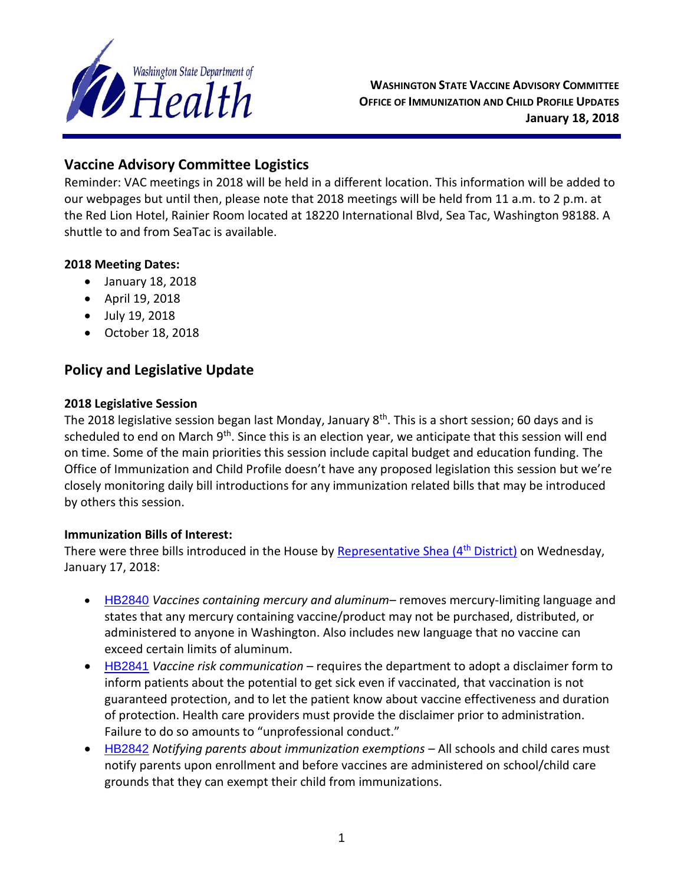Washington State Department of Health

**WASHINGTON STATE VACCINE ADVISORY COMMITTEE**
**OFFICE OF IMMUNIZATION AND CHILD PROFILE UPDATES**
**January 18, 2018**

## Vaccine Advisory Committee Logistics

Reminder: VAC meetings in 2018 will be held in a different location. This information will be added to our webpages but until then, please note that 2018 meetings will be held from 11 a.m. to 2 p.m. at the Red Lion Hotel, Rainier Room located at 18220 International Blvd, Sea Tac, Washington 98188. A shuttle to and from SeaTac is available.

**2018 Meeting Dates:**

- January 18, 2018
- April 19, 2018
- July 19, 2018
- October 18, 2018

## Policy and Legislative Update

**2018 Legislative Session**

The 2018 legislative session began last Monday, January 8th. This is a short session; 60 days and is scheduled to end on March 9th. Since this is an election year, we anticipate that this session will end on time. Some of the main priorities this session include capital budget and education funding. The Office of Immunization and Child Profile doesn't have any proposed legislation this session but we're closely monitoring daily bill introductions for any immunization related bills that may be introduced by others this session.

**Immunization Bills of Interest:**

There were three bills introduced in the House by Representative Shea (4th District) on Wednesday, January 17, 2018:

- HB2840 *Vaccines containing mercury and aluminum*– removes mercury-limiting language and states that any mercury containing vaccine/product may not be purchased, distributed, or administered to anyone in Washington. Also includes new language that no vaccine can exceed certain limits of aluminum.
- HB2841 *Vaccine risk communication* – requires the department to adopt a disclaimer form to inform patients about the potential to get sick even if vaccinated, that vaccination is not guaranteed protection, and to let the patient know about vaccine effectiveness and duration of protection. Health care providers must provide the disclaimer prior to administration. Failure to do so amounts to "unprofessional conduct."
- HB2842 *Notifying parents about immunization exemptions* – All schools and child cares must notify parents upon enrollment and before vaccines are administered on school/child care grounds that they can exempt their child from immunizations.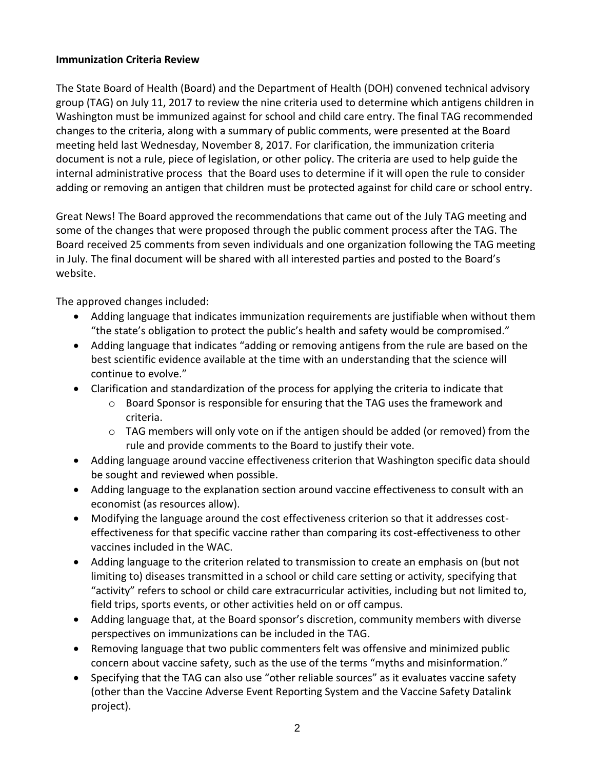**Immunization Criteria Review**

The State Board of Health (Board) and the Department of Health (DOH) convened technical advisory group (TAG) on July 11, 2017 to review the nine criteria used to determine which antigens children in Washington must be immunized against for school and child care entry. The final TAG recommended changes to the criteria, along with a summary of public comments, were presented at the Board meeting held last Wednesday, November 8, 2017. For clarification, the immunization criteria document is not a rule, piece of legislation, or other policy. The criteria are used to help guide the internal administrative process that the Board uses to determine if it will open the rule to consider adding or removing an antigen that children must be protected against for child care or school entry.

Great News! The Board approved the recommendations that came out of the July TAG meeting and some of the changes that were proposed through the public comment process after the TAG. The Board received 25 comments from seven individuals and one organization following the TAG meeting in July. The final document will be shared with all interested parties and posted to the Board's website.

The approved changes included:

- Adding language that indicates immunization requirements are justifiable when without them "the state's obligation to protect the public's health and safety would be compromised."
- Adding language that indicates "adding or removing antigens from the rule are based on the best scientific evidence available at the time with an understanding that the science will continue to evolve."
- Clarification and standardization of the process for applying the criteria to indicate that
  - Board Sponsor is responsible for ensuring that the TAG uses the framework and criteria.
  - TAG members will only vote on if the antigen should be added (or removed) from the rule and provide comments to the Board to justify their vote.
- Adding language around vaccine effectiveness criterion that Washington specific data should be sought and reviewed when possible.
- Adding language to the explanation section around vaccine effectiveness to consult with an economist (as resources allow).
- Modifying the language around the cost effectiveness criterion so that it addresses cost-effectiveness for that specific vaccine rather than comparing its cost-effectiveness to other vaccines included in the WAC.
- Adding language to the criterion related to transmission to create an emphasis on (but not limiting to) diseases transmitted in a school or child care setting or activity, specifying that "activity" refers to school or child care extracurricular activities, including but not limited to, field trips, sports events, or other activities held on or off campus.
- Adding language that, at the Board sponsor's discretion, community members with diverse perspectives on immunizations can be included in the TAG.
- Removing language that two public commenters felt was offensive and minimized public concern about vaccine safety, such as the use of the terms "myths and misinformation."
- Specifying that the TAG can also use "other reliable sources" as it evaluates vaccine safety (other than the Vaccine Adverse Event Reporting System and the Vaccine Safety Datalink project).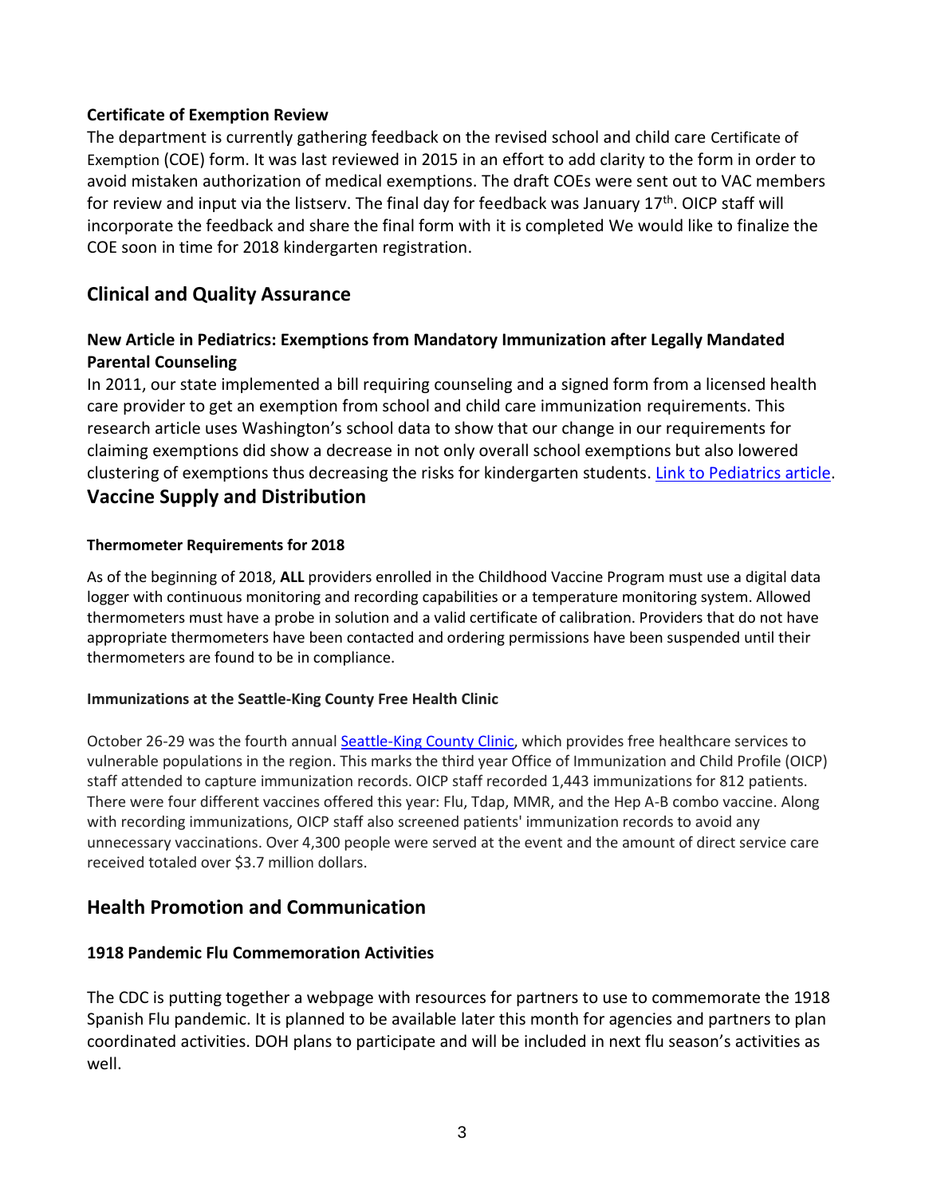### Certificate of Exemption Review

The department is currently gathering feedback on the revised school and child care Certificate of Exemption (COE) form. It was last reviewed in 2015 in an effort to add clarity to the form in order to avoid mistaken authorization of medical exemptions. The draft COEs were sent out to VAC members for review and input via the listserv. The final day for feedback was January 17th. OICP staff will incorporate the feedback and share the final form with it is completed We would like to finalize the COE soon in time for 2018 kindergarten registration.

## Clinical and Quality Assurance

### New Article in Pediatrics: Exemptions from Mandatory Immunization after Legally Mandated Parental Counseling

In 2011, our state implemented a bill requiring counseling and a signed form from a licensed health care provider to get an exemption from school and child care immunization requirements. This research article uses Washington's school data to show that our change in our requirements for claiming exemptions did show a decrease in not only overall school exemptions but also lowered clustering of exemptions thus decreasing the risks for kindergarten students. Link to Pediatrics article.

## Vaccine Supply and Distribution

#### Thermometer Requirements for 2018

As of the beginning of 2018, **ALL** providers enrolled in the Childhood Vaccine Program must use a digital data logger with continuous monitoring and recording capabilities or a temperature monitoring system. Allowed thermometers must have a probe in solution and a valid certificate of calibration. Providers that do not have appropriate thermometers have been contacted and ordering permissions have been suspended until their thermometers are found to be in compliance.

#### Immunizations at the Seattle-King County Free Health Clinic

October 26-29 was the fourth annual Seattle-King County Clinic, which provides free healthcare services to vulnerable populations in the region. This marks the third year Office of Immunization and Child Profile (OICP) staff attended to capture immunization records. OICP staff recorded 1,443 immunizations for 812 patients. There were four different vaccines offered this year: Flu, Tdap, MMR, and the Hep A-B combo vaccine. Along with recording immunizations, OICP staff also screened patients' immunization records to avoid any unnecessary vaccinations. Over 4,300 people were served at the event and the amount of direct service care received totaled over $3.7 million dollars.

## Health Promotion and Communication

### 1918 Pandemic Flu Commemoration Activities

The CDC is putting together a webpage with resources for partners to use to commemorate the 1918 Spanish Flu pandemic. It is planned to be available later this month for agencies and partners to plan coordinated activities. DOH plans to participate and will be included in next flu season's activities as well.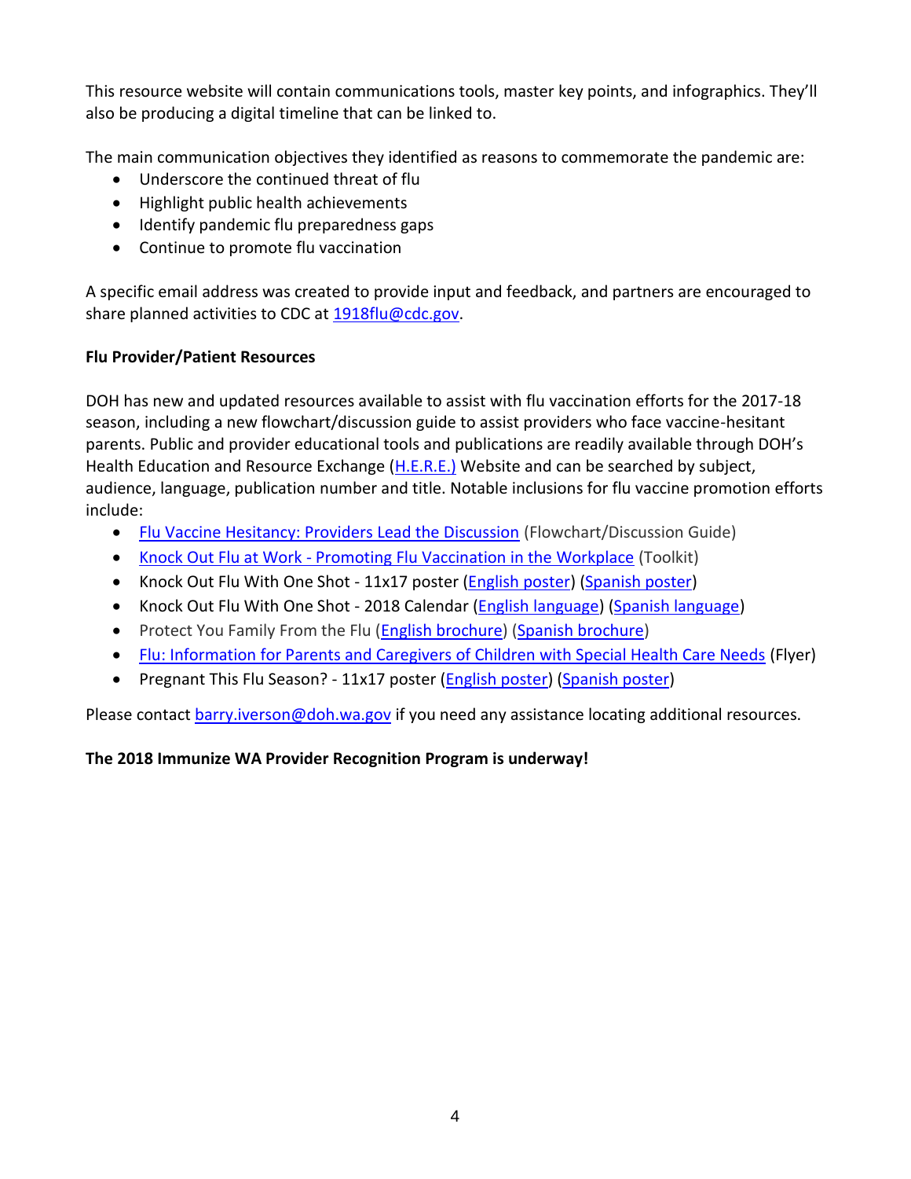This resource website will contain communications tools, master key points, and infographics. They'll also be producing a digital timeline that can be linked to.

The main communication objectives they identified as reasons to commemorate the pandemic are:

- Underscore the continued threat of flu
- Highlight public health achievements
- Identify pandemic flu preparedness gaps
- Continue to promote flu vaccination

A specific email address was created to provide input and feedback, and partners are encouraged to share planned activities to CDC at 1918flu@cdc.gov.

**Flu Provider/Patient Resources**

DOH has new and updated resources available to assist with flu vaccination efforts for the 2017-18 season, including a new flowchart/discussion guide to assist providers who face vaccine-hesitant parents. Public and provider educational tools and publications are readily available through DOH's Health Education and Resource Exchange (H.E.R.E.) Website and can be searched by subject, audience, language, publication number and title. Notable inclusions for flu vaccine promotion efforts include:

- Flu Vaccine Hesitancy: Providers Lead the Discussion (Flowchart/Discussion Guide)
- Knock Out Flu at Work - Promoting Flu Vaccination in the Workplace (Toolkit)
- Knock Out Flu With One Shot - 11x17 poster (English poster) (Spanish poster)
- Knock Out Flu With One Shot - 2018 Calendar (English language) (Spanish language)
- Protect You Family From the Flu (English brochure) (Spanish brochure)
- Flu: Information for Parents and Caregivers of Children with Special Health Care Needs (Flyer)
- Pregnant This Flu Season? - 11x17 poster (English poster) (Spanish poster)

Please contact barry.iverson@doh.wa.gov if you need any assistance locating additional resources.

**The 2018 Immunize WA Provider Recognition Program is underway!**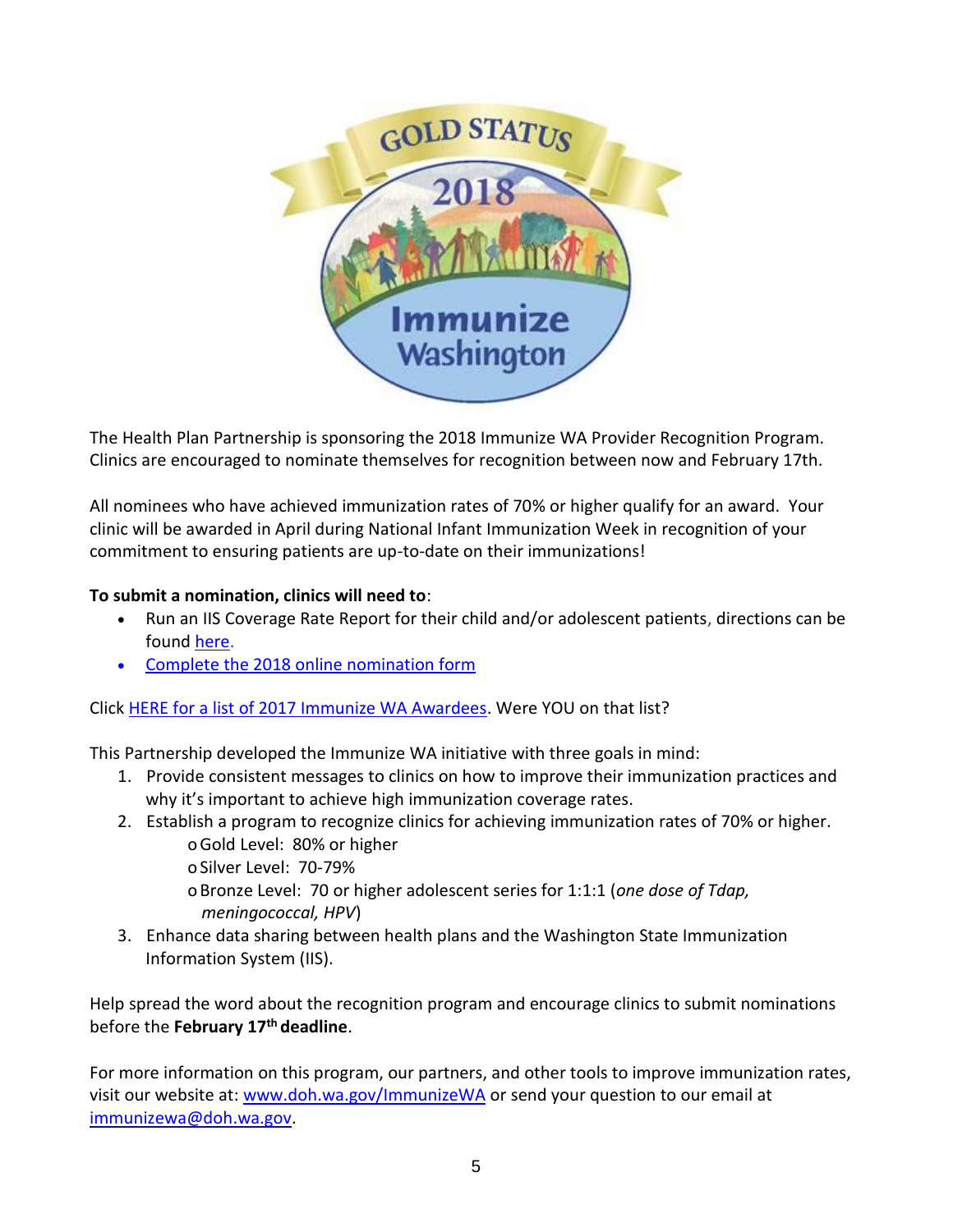The Health Plan Partnership is sponsoring the 2018 Immunize WA Provider Recognition Program. Clinics are encouraged to nominate themselves for recognition between now and February 17th.

All nominees who have achieved immunization rates of 70% or higher qualify for an award. Your clinic will be awarded in April during National Infant Immunization Week in recognition of your commitment to ensuring patients are up-to-date on their immunizations!

**To submit a nomination, clinics will need to**:

- Run an IIS Coverage Rate Report for their child and/or adolescent patients, directions can be found here.
- Complete the 2018 online nomination form

Click HERE for a list of 2017 Immunize WA Awardees. Were YOU on that list?

This Partnership developed the Immunize WA initiative with three goals in mind:

1. Provide consistent messages to clinics on how to improve their immunization practices and why it's important to achieve high immunization coverage rates.
2. Establish a program to recognize clinics for achieving immunization rates of 70% or higher.
   - Gold Level: 80% or higher
   - Silver Level: 70-79%
   - Bronze Level: 70 or higher adolescent series for 1:1:1 (*one dose of Tdap, meningococcal, HPV*)
3. Enhance data sharing between health plans and the Washington State Immunization Information System (IIS).

Help spread the word about the recognition program and encourage clinics to submit nominations before the **February 17th deadline**.

For more information on this program, our partners, and other tools to improve immunization rates, visit our website at: www.doh.wa.gov/ImmunizeWA or send your question to our email at immunizewa@doh.wa.gov.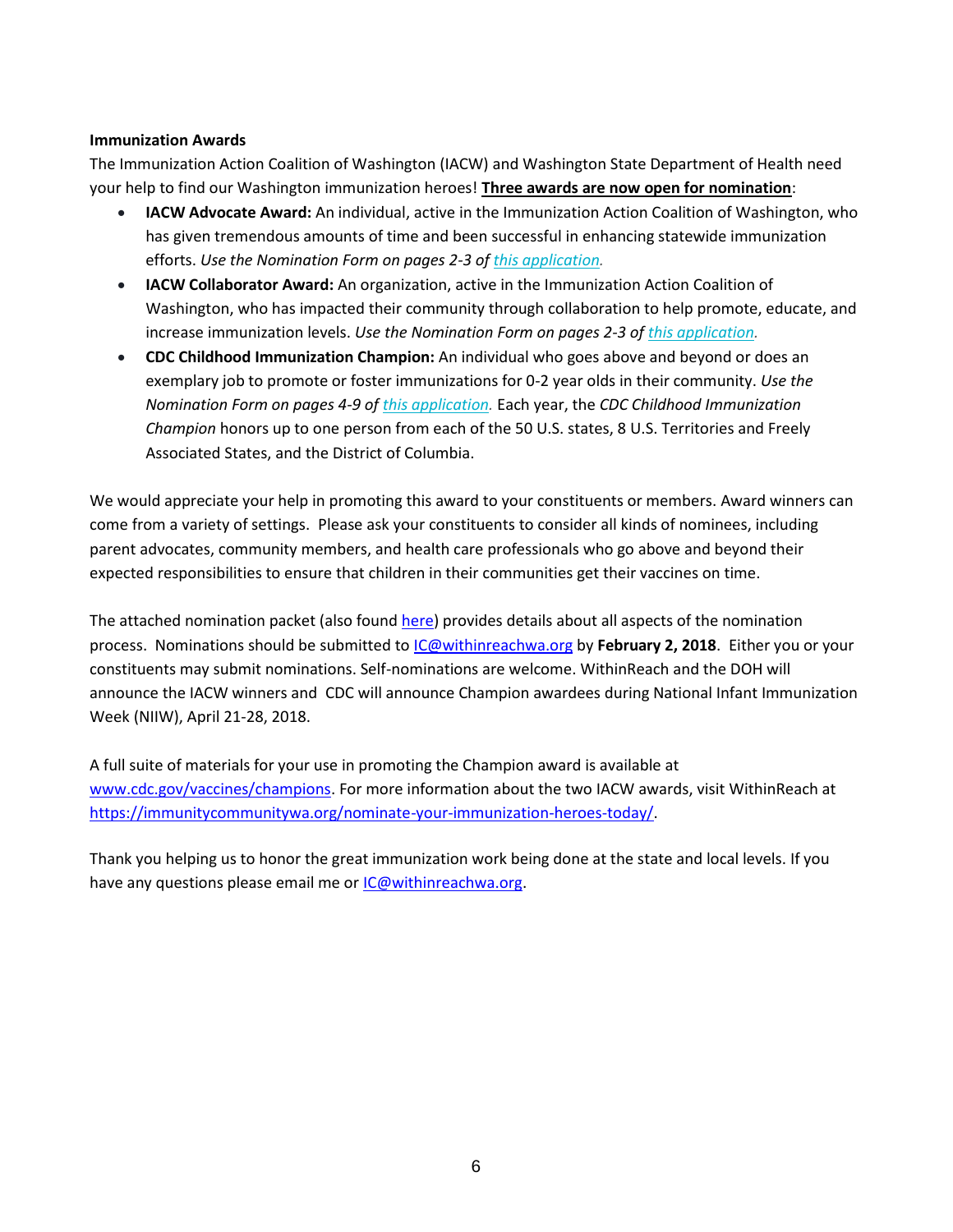**Immunization Awards**

The Immunization Action Coalition of Washington (IACW) and Washington State Department of Health need your help to find our Washington immunization heroes! **Three awards are now open for nomination**:

- **IACW Advocate Award:** An individual, active in the Immunization Action Coalition of Washington, who has given tremendous amounts of time and been successful in enhancing statewide immunization efforts. *Use the Nomination Form on pages 2-3 of this application.*
- **IACW Collaborator Award:** An organization, active in the Immunization Action Coalition of Washington, who has impacted their community through collaboration to help promote, educate, and increase immunization levels. *Use the Nomination Form on pages 2-3 of this application.*
- **CDC Childhood Immunization Champion:** An individual who goes above and beyond or does an exemplary job to promote or foster immunizations for 0-2 year olds in their community. *Use the Nomination Form on pages 4-9 of this application.* Each year, the *CDC Childhood Immunization Champion* honors up to one person from each of the 50 U.S. states, 8 U.S. Territories and Freely Associated States, and the District of Columbia.

We would appreciate your help in promoting this award to your constituents or members. Award winners can come from a variety of settings. Please ask your constituents to consider all kinds of nominees, including parent advocates, community members, and health care professionals who go above and beyond their expected responsibilities to ensure that children in their communities get their vaccines on time.

The attached nomination packet (also found here) provides details about all aspects of the nomination process. Nominations should be submitted to IC@withinreachwa.org by **February 2, 2018**. Either you or your constituents may submit nominations. Self-nominations are welcome. WithinReach and the DOH will announce the IACW winners and CDC will announce Champion awardees during National Infant Immunization Week (NIIW), April 21-28, 2018.

A full suite of materials for your use in promoting the Champion award is available at www.cdc.gov/vaccines/champions. For more information about the two IACW awards, visit WithinReach at https://immunitycommunitywa.org/nominate-your-immunization-heroes-today/.

Thank you helping us to honor the great immunization work being done at the state and local levels. If you have any questions please email me or IC@withinreachwa.org.